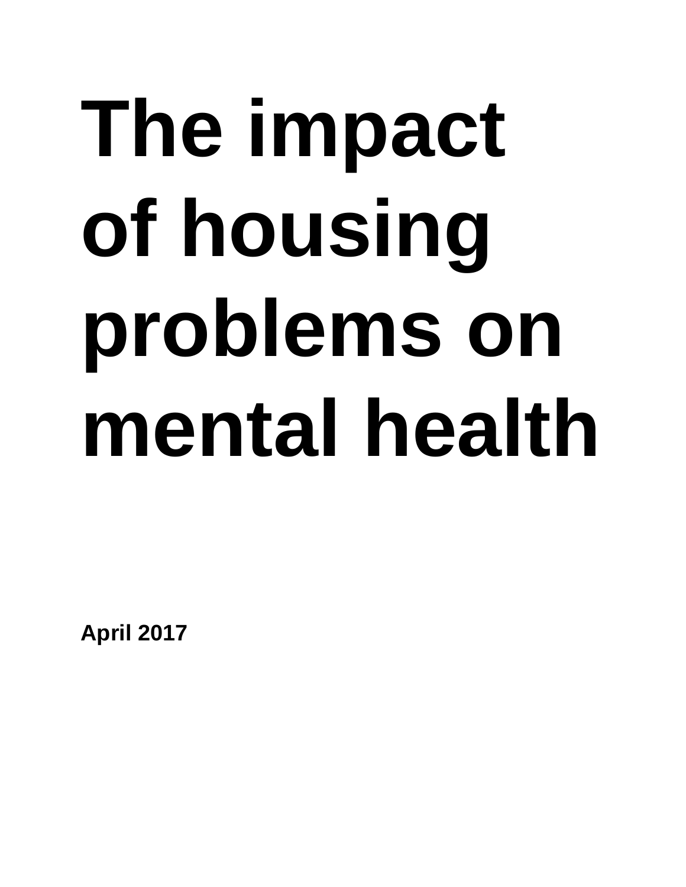# The impact of housing problems on mental health

**April 2017**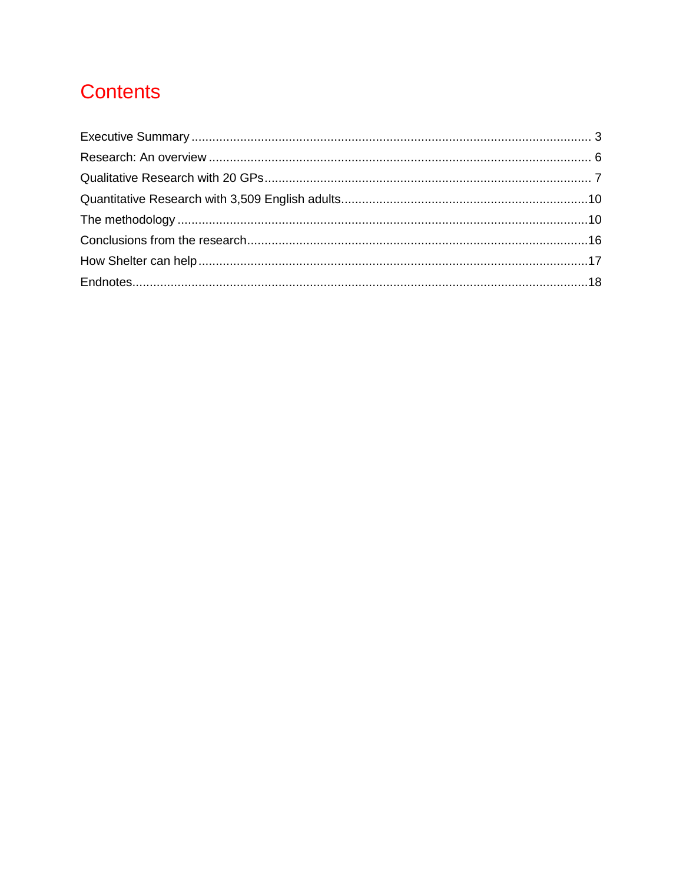# Contents

Executive Summary ........................................................................................................ 3
Research: An overview .................................................................................................. 6
Qualitative Research with 20 GPs .................................................................................. 7
Quantitative Research with 3,509 English adults ...........................................................10
The methodology ..........................................................................................................10
Conclusions from the research ......................................................................................16
How Shelter can help ....................................................................................................17
Endnotes .......................................................................................................................18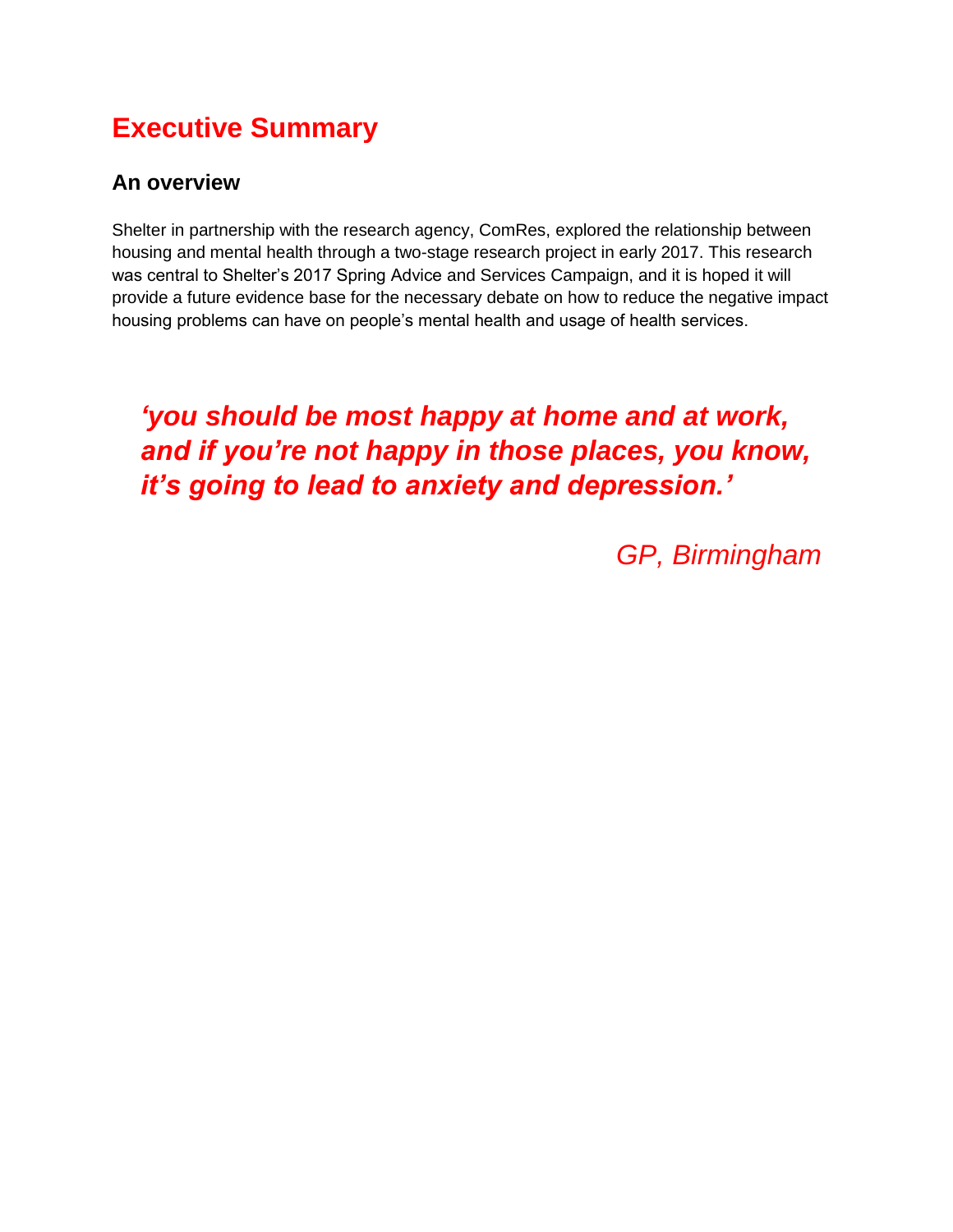# Executive Summary

## An overview

Shelter in partnership with the research agency, ComRes, explored the relationship between housing and mental health through a two-stage research project in early 2017. This research was central to Shelter's 2017 Spring Advice and Services Campaign, and it is hoped it will provide a future evidence base for the necessary debate on how to reduce the negative impact housing problems can have on people's mental health and usage of health services.

> ***'you should be most happy at home and at work, and if you're not happy in those places, you know, it's going to lead to anxiety and depression.'***
>
> *GP, Birmingham*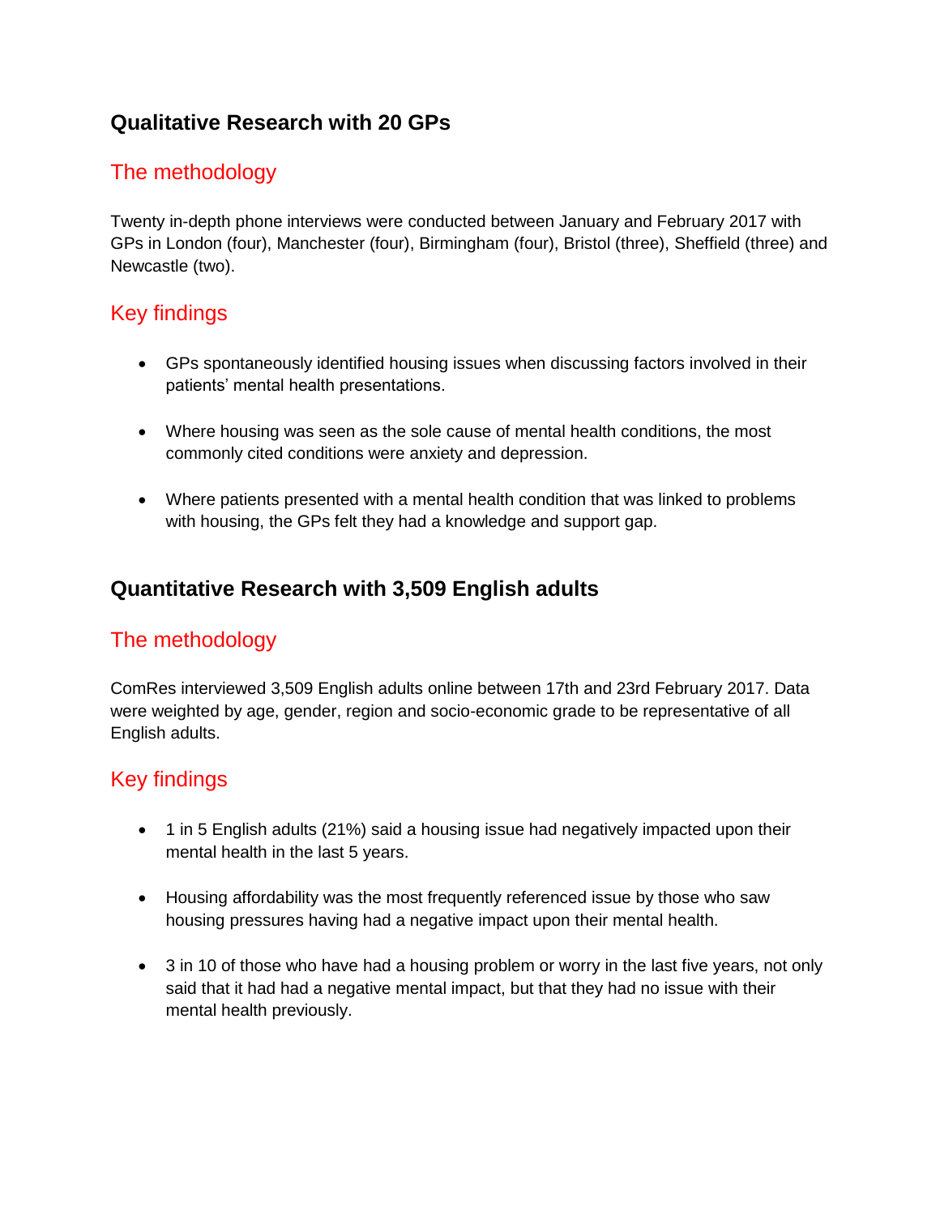## Qualitative Research with 20 GPs

### The methodology

Twenty in-depth phone interviews were conducted between January and February 2017 with GPs in London (four), Manchester (four), Birmingham (four), Bristol (three), Sheffield (three) and Newcastle (two).

### Key findings

- GPs spontaneously identified housing issues when discussing factors involved in their patients' mental health presentations.
- Where housing was seen as the sole cause of mental health conditions, the most commonly cited conditions were anxiety and depression.
- Where patients presented with a mental health condition that was linked to problems with housing, the GPs felt they had a knowledge and support gap.

## Quantitative Research with 3,509 English adults

### The methodology

ComRes interviewed 3,509 English adults online between 17th and 23rd February 2017. Data were weighted by age, gender, region and socio-economic grade to be representative of all English adults.

### Key findings

- 1 in 5 English adults (21%) said a housing issue had negatively impacted upon their mental health in the last 5 years.
- Housing affordability was the most frequently referenced issue by those who saw housing pressures having had a negative impact upon their mental health.
- 3 in 10 of those who have had a housing problem or worry in the last five years, not only said that it had had a negative mental impact, but that they had no issue with their mental health previously.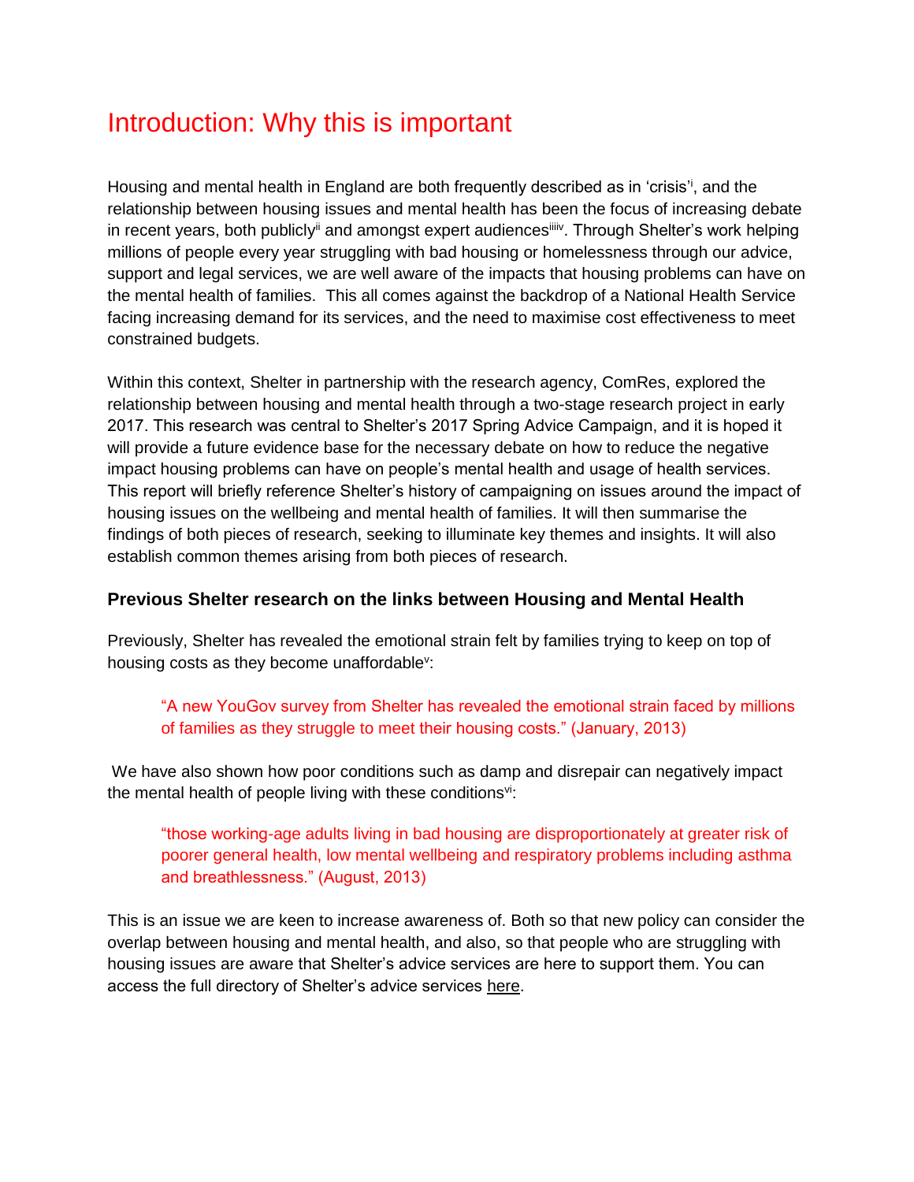# Introduction: Why this is important

Housing and mental health in England are both frequently described as in 'crisis'[i], and the relationship between housing issues and mental health has been the focus of increasing debate in recent years, both publicly[ii] and amongst expert audiences[iii][iv]. Through Shelter's work helping millions of people every year struggling with bad housing or homelessness through our advice, support and legal services, we are well aware of the impacts that housing problems can have on the mental health of families. This all comes against the backdrop of a National Health Service facing increasing demand for its services, and the need to maximise cost effectiveness to meet constrained budgets.

Within this context, Shelter in partnership with the research agency, ComRes, explored the relationship between housing and mental health through a two-stage research project in early 2017. This research was central to Shelter's 2017 Spring Advice Campaign, and it is hoped it will provide a future evidence base for the necessary debate on how to reduce the negative impact housing problems can have on people's mental health and usage of health services. This report will briefly reference Shelter's history of campaigning on issues around the impact of housing issues on the wellbeing and mental health of families. It will then summarise the findings of both pieces of research, seeking to illuminate key themes and insights. It will also establish common themes arising from both pieces of research.

### Previous Shelter research on the links between Housing and Mental Health

Previously, Shelter has revealed the emotional strain felt by families trying to keep on top of housing costs as they become unaffordable[v]:

> "A new YouGov survey from Shelter has revealed the emotional strain faced by millions of families as they struggle to meet their housing costs." (January, 2013)

We have also shown how poor conditions such as damp and disrepair can negatively impact the mental health of people living with these conditions[vi]:

> "those working-age adults living in bad housing are disproportionately at greater risk of poorer general health, low mental wellbeing and respiratory problems including asthma and breathlessness." (August, 2013)

This is an issue we are keen to increase awareness of. Both so that new policy can consider the overlap between housing and mental health, and also, so that people who are struggling with housing issues are aware that Shelter's advice services are here to support them. You can access the full directory of Shelter's advice services here.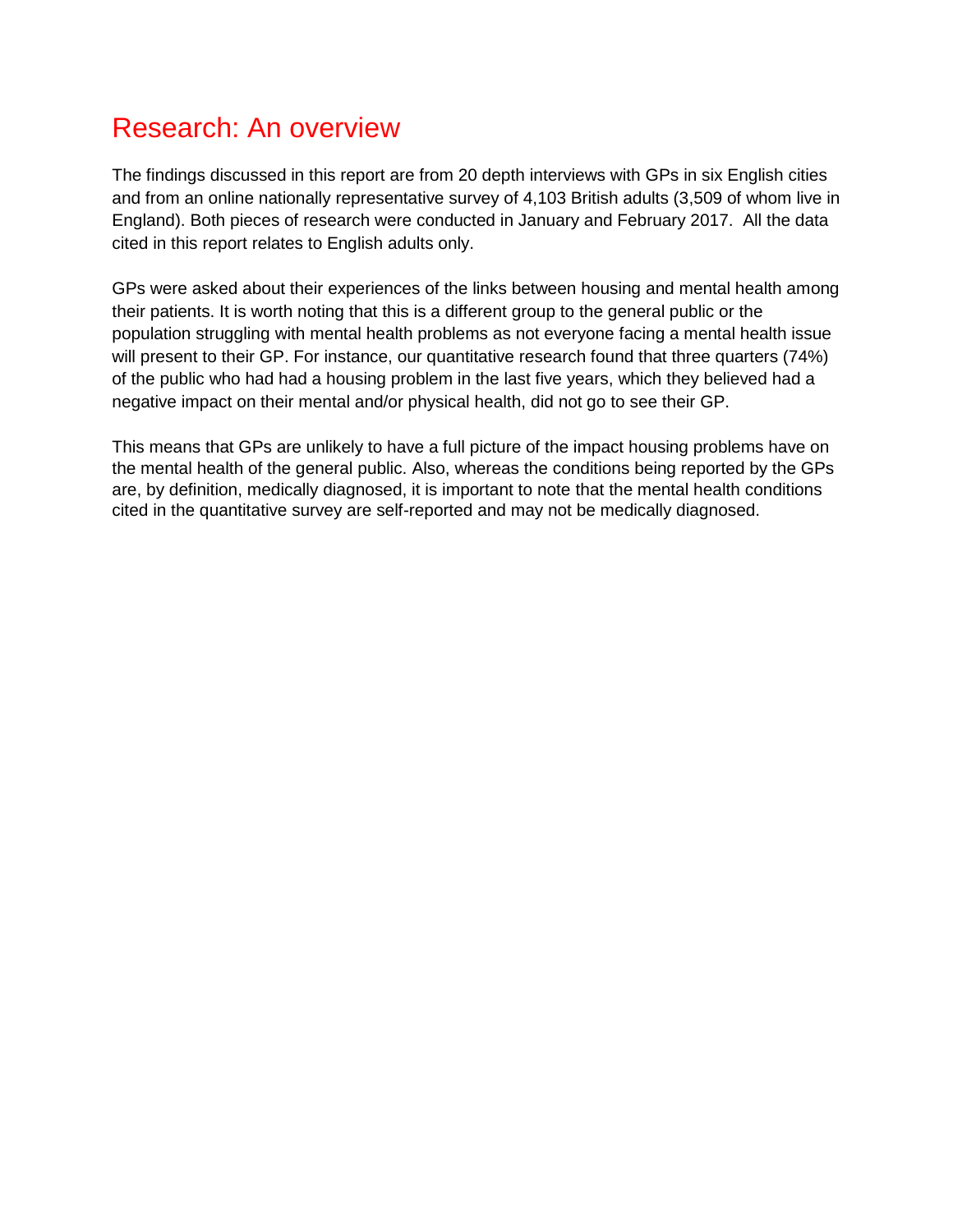# Research: An overview

The findings discussed in this report are from 20 depth interviews with GPs in six English cities and from an online nationally representative survey of 4,103 British adults (3,509 of whom live in England). Both pieces of research were conducted in January and February 2017. All the data cited in this report relates to English adults only.

GPs were asked about their experiences of the links between housing and mental health among their patients. It is worth noting that this is a different group to the general public or the population struggling with mental health problems as not everyone facing a mental health issue will present to their GP. For instance, our quantitative research found that three quarters (74%) of the public who had had a housing problem in the last five years, which they believed had a negative impact on their mental and/or physical health, did not go to see their GP.

This means that GPs are unlikely to have a full picture of the impact housing problems have on the mental health of the general public. Also, whereas the conditions being reported by the GPs are, by definition, medically diagnosed, it is important to note that the mental health conditions cited in the quantitative survey are self-reported and may not be medically diagnosed.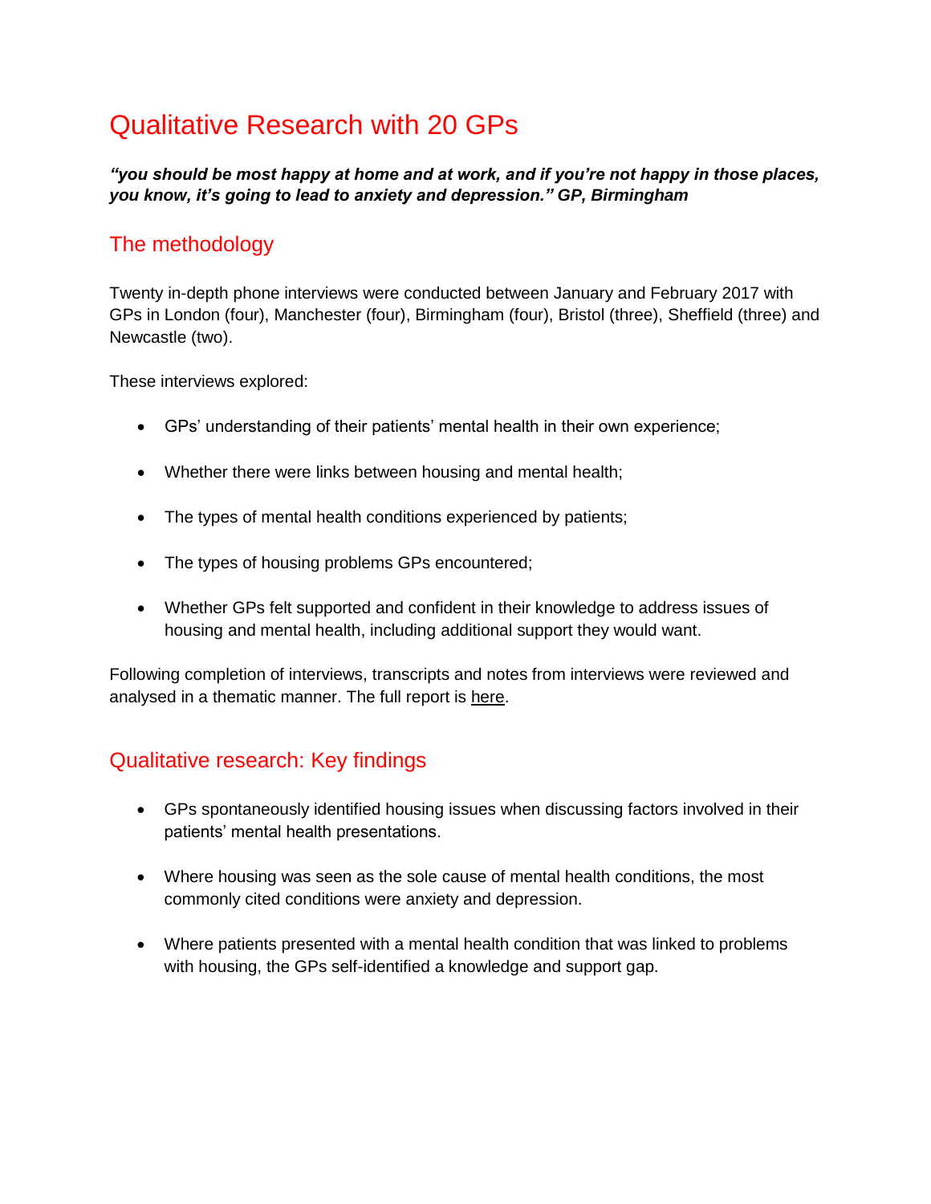# Qualitative Research with 20 GPs

***"you should be most happy at home and at work, and if you're not happy in those places, you know, it's going to lead to anxiety and depression." GP, Birmingham***

## The methodology

Twenty in-depth phone interviews were conducted between January and February 2017 with GPs in London (four), Manchester (four), Birmingham (four), Bristol (three), Sheffield (three) and Newcastle (two).

These interviews explored:

- GPs' understanding of their patients' mental health in their own experience;
- Whether there were links between housing and mental health;
- The types of mental health conditions experienced by patients;
- The types of housing problems GPs encountered;
- Whether GPs felt supported and confident in their knowledge to address issues of housing and mental health, including additional support they would want.

Following completion of interviews, transcripts and notes from interviews were reviewed and analysed in a thematic manner. The full report is here.

## Qualitative research: Key findings

- GPs spontaneously identified housing issues when discussing factors involved in their patients' mental health presentations.
- Where housing was seen as the sole cause of mental health conditions, the most commonly cited conditions were anxiety and depression.
- Where patients presented with a mental health condition that was linked to problems with housing, the GPs self-identified a knowledge and support gap.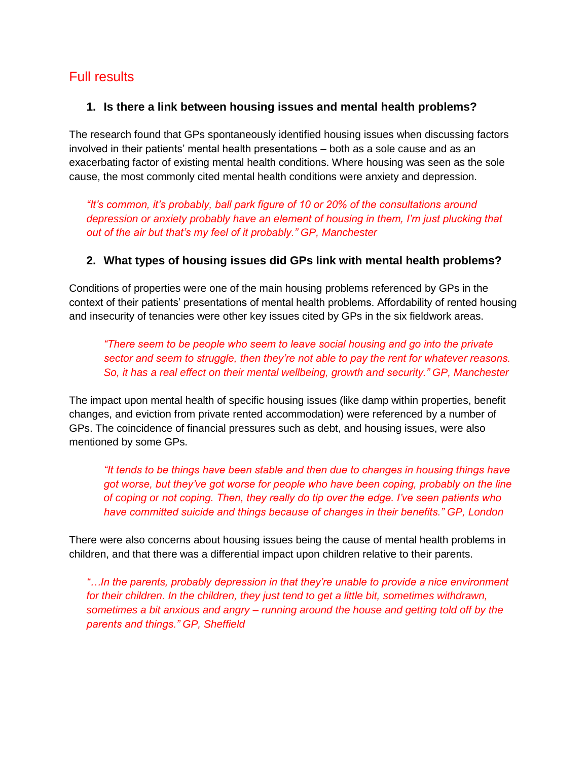## Full results

### 1. Is there a link between housing issues and mental health problems?

The research found that GPs spontaneously identified housing issues when discussing factors involved in their patients' mental health presentations – both as a sole cause and as an exacerbating factor of existing mental health conditions. Where housing was seen as the sole cause, the most commonly cited mental health conditions were anxiety and depression.

> *"It's common, it's probably, ball park figure of 10 or 20% of the consultations around depression or anxiety probably have an element of housing in them, I'm just plucking that out of the air but that's my feel of it probably." GP, Manchester*

### 2. What types of housing issues did GPs link with mental health problems?

Conditions of properties were one of the main housing problems referenced by GPs in the context of their patients' presentations of mental health problems. Affordability of rented housing and insecurity of tenancies were other key issues cited by GPs in the six fieldwork areas.

> *"There seem to be people who seem to leave social housing and go into the private sector and seem to struggle, then they're not able to pay the rent for whatever reasons. So, it has a real effect on their mental wellbeing, growth and security." GP, Manchester*

The impact upon mental health of specific housing issues (like damp within properties, benefit changes, and eviction from private rented accommodation) were referenced by a number of GPs. The coincidence of financial pressures such as debt, and housing issues, were also mentioned by some GPs.

> *"It tends to be things have been stable and then due to changes in housing things have got worse, but they've got worse for people who have been coping, probably on the line of coping or not coping. Then, they really do tip over the edge. I've seen patients who have committed suicide and things because of changes in their benefits." GP, London*

There were also concerns about housing issues being the cause of mental health problems in children, and that there was a differential impact upon children relative to their parents.

> *"…In the parents, probably depression in that they're unable to provide a nice environment for their children. In the children, they just tend to get a little bit, sometimes withdrawn, sometimes a bit anxious and angry – running around the house and getting told off by the parents and things." GP, Sheffield*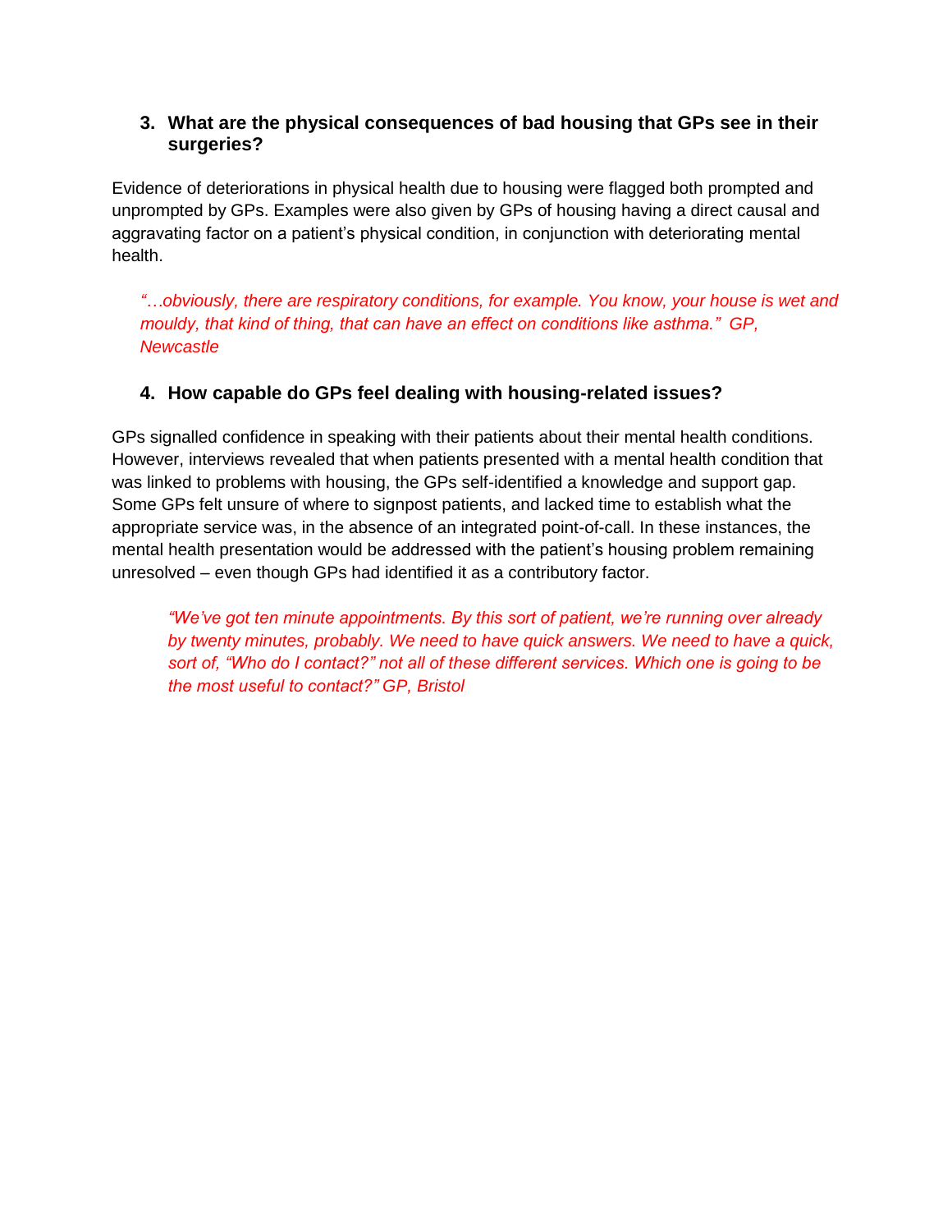### 3. What are the physical consequences of bad housing that GPs see in their surgeries?

Evidence of deteriorations in physical health due to housing were flagged both prompted and unprompted by GPs. Examples were also given by GPs of housing having a direct causal and aggravating factor on a patient's physical condition, in conjunction with deteriorating mental health.

> *"…obviously, there are respiratory conditions, for example. You know, your house is wet and mouldy, that kind of thing, that can have an effect on conditions like asthma." GP, Newcastle*

### 4. How capable do GPs feel dealing with housing-related issues?

GPs signalled confidence in speaking with their patients about their mental health conditions. However, interviews revealed that when patients presented with a mental health condition that was linked to problems with housing, the GPs self-identified a knowledge and support gap. Some GPs felt unsure of where to signpost patients, and lacked time to establish what the appropriate service was, in the absence of an integrated point-of-call. In these instances, the mental health presentation would be addressed with the patient's housing problem remaining unresolved – even though GPs had identified it as a contributory factor.

> *"We've got ten minute appointments. By this sort of patient, we're running over already by twenty minutes, probably. We need to have quick answers. We need to have a quick, sort of, "Who do I contact?" not all of these different services. Which one is going to be the most useful to contact?" GP, Bristol*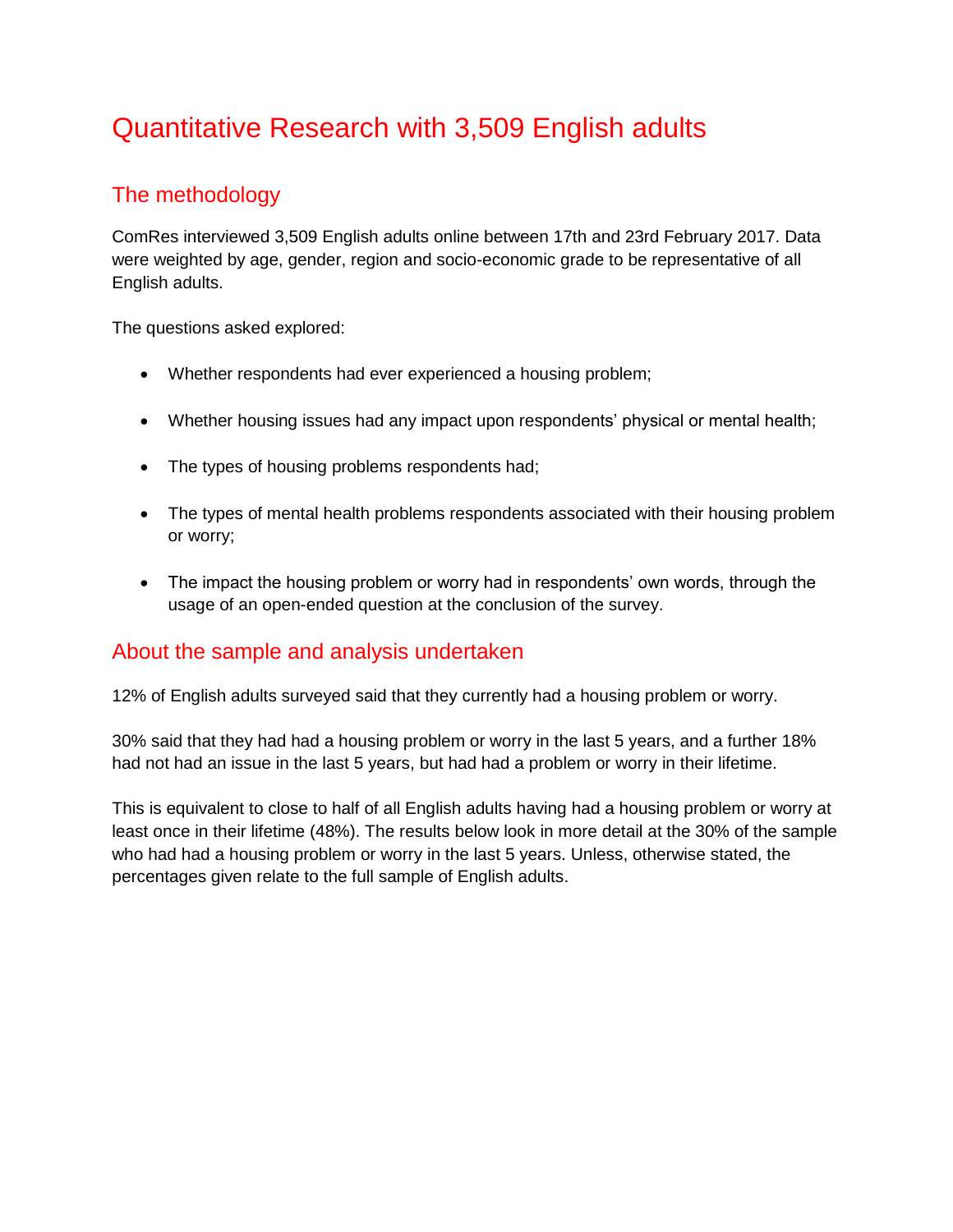# Quantitative Research with 3,509 English adults

## The methodology

ComRes interviewed 3,509 English adults online between 17th and 23rd February 2017. Data were weighted by age, gender, region and socio-economic grade to be representative of all English adults.

The questions asked explored:

- Whether respondents had ever experienced a housing problem;
- Whether housing issues had any impact upon respondents' physical or mental health;
- The types of housing problems respondents had;
- The types of mental health problems respondents associated with their housing problem or worry;
- The impact the housing problem or worry had in respondents' own words, through the usage of an open-ended question at the conclusion of the survey.

## About the sample and analysis undertaken

12% of English adults surveyed said that they currently had a housing problem or worry.

30% said that they had had a housing problem or worry in the last 5 years, and a further 18% had not had an issue in the last 5 years, but had had a problem or worry in their lifetime.

This is equivalent to close to half of all English adults having had a housing problem or worry at least once in their lifetime (48%). The results below look in more detail at the 30% of the sample who had had a housing problem or worry in the last 5 years. Unless, otherwise stated, the percentages given relate to the full sample of English adults.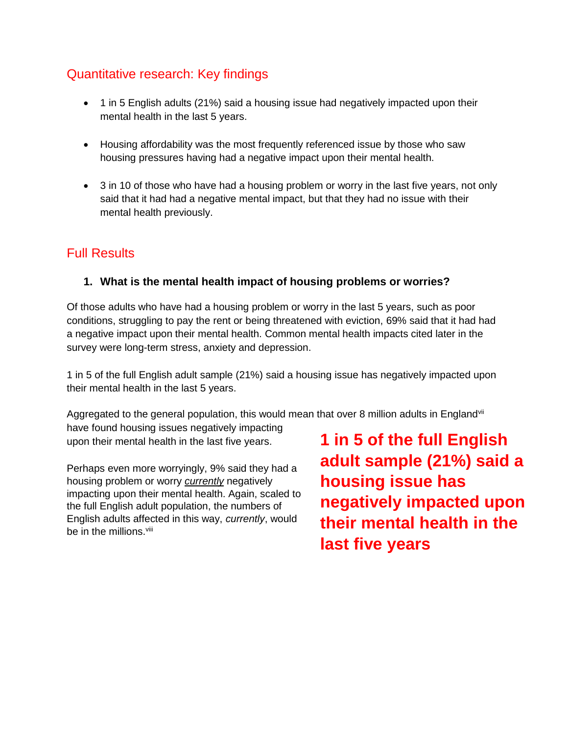## Quantitative research: Key findings

- 1 in 5 English adults (21%) said a housing issue had negatively impacted upon their mental health in the last 5 years.
- Housing affordability was the most frequently referenced issue by those who saw housing pressures having had a negative impact upon their mental health.
- 3 in 10 of those who have had a housing problem or worry in the last five years, not only said that it had had a negative mental impact, but that they had no issue with their mental health previously.

## Full Results

### 1. What is the mental health impact of housing problems or worries?

Of those adults who have had a housing problem or worry in the last 5 years, such as poor conditions, struggling to pay the rent or being threatened with eviction, 69% said that it had had a negative impact upon their mental health. Common mental health impacts cited later in the survey were long-term stress, anxiety and depression.

1 in 5 of the full English adult sample (21%) said a housing issue has negatively impacted upon their mental health in the last 5 years.

Aggregated to the general population, this would mean that over 8 million adults in England[vii] have found housing issues negatively impacting upon their mental health in the last five years.

Perhaps even more worryingly, 9% said they had a housing problem or worry *currently* negatively impacting upon their mental health. Again, scaled to the full English adult population, the numbers of English adults affected in this way, *currently*, would be in the millions.[viii]

**1 in 5 of the full English adult sample (21%) said a housing issue has negatively impacted upon their mental health in the last five years**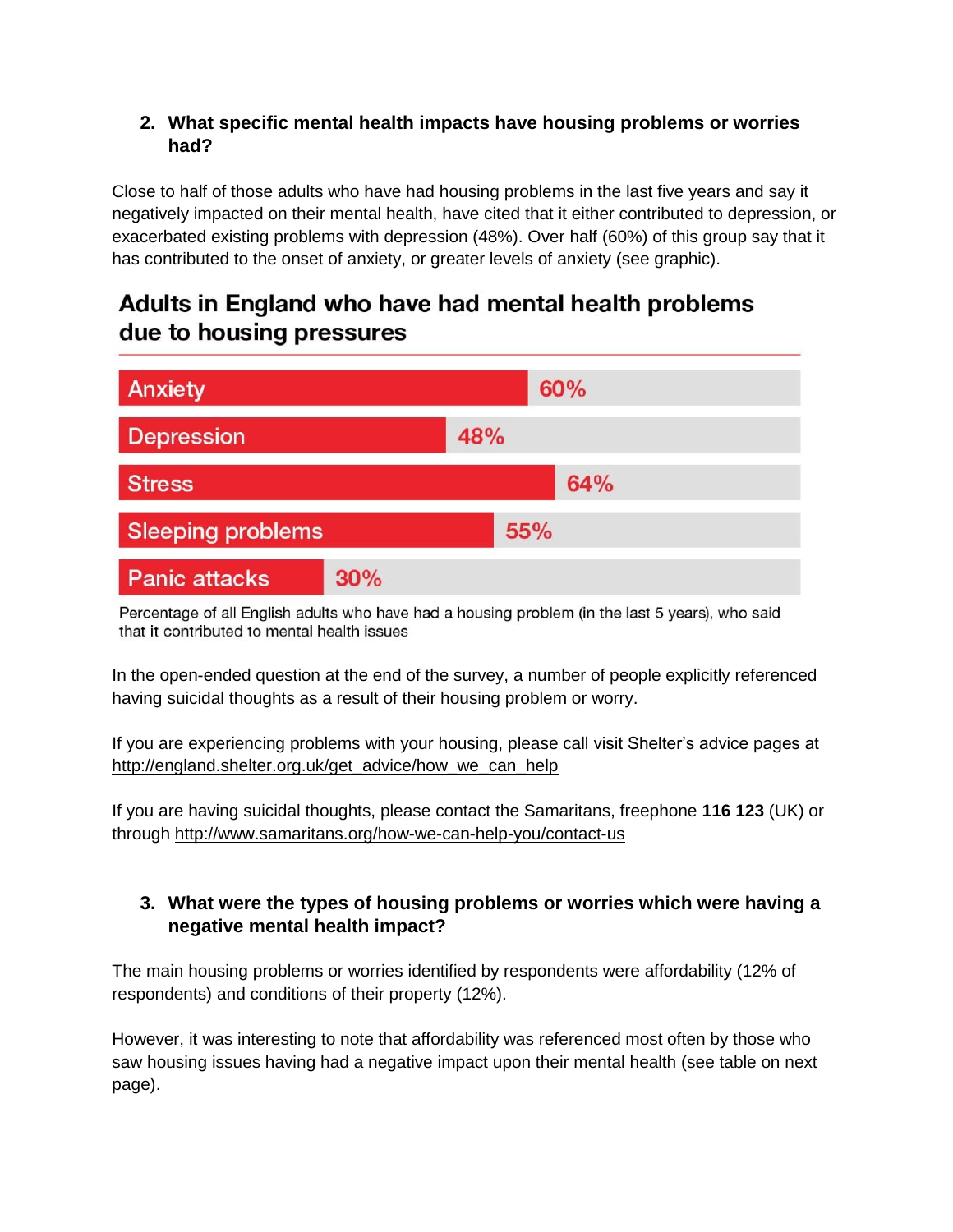## 2. What specific mental health impacts have housing problems or worries had?

Close to half of those adults who have had housing problems in the last five years and say it negatively impacted on their mental health, have cited that it either contributed to depression, or exacerbated existing problems with depression (48%). Over half (60%) of this group say that it has contributed to the onset of anxiety, or greater levels of anxiety (see graphic).

### Adults in England who have had mental health problems due to housing pressures

| Mental health problem | Percentage |
| --- | --- |
| Anxiety | 60% |
| Depression | 48% |
| Stress | 64% |
| Sleeping problems | 55% |
| Panic attacks | 30% |

Percentage of all English adults who have had a housing problem (in the last 5 years), who said that it contributed to mental health issues

In the open-ended question at the end of the survey, a number of people explicitly referenced having suicidal thoughts as a result of their housing problem or worry.

If you are experiencing problems with your housing, please call visit Shelter's advice pages at http://england.shelter.org.uk/get_advice/how_we_can_help

If you are having suicidal thoughts, please contact the Samaritans, freephone **116 123** (UK) or through http://www.samaritans.org/how-we-can-help-you/contact-us

## 3. What were the types of housing problems or worries which were having a negative mental health impact?

The main housing problems or worries identified by respondents were affordability (12% of respondents) and conditions of their property (12%).

However, it was interesting to note that affordability was referenced most often by those who saw housing issues having had a negative impact upon their mental health (see table on next page).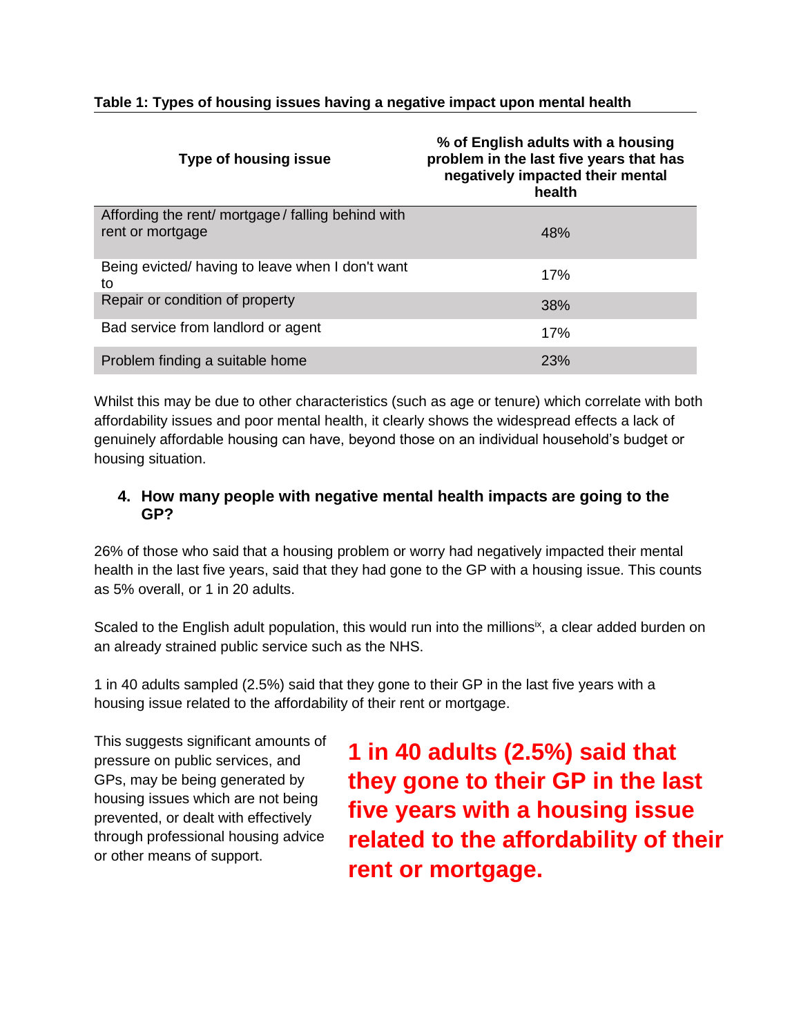**Table 1: Types of housing issues having a negative impact upon mental health**

| Type of housing issue | % of English adults with a housing problem in the last five years that has negatively impacted their mental health |
|---|---|
| Affording the rent/ mortgage / falling behind with rent or mortgage | 48% |
| Being evicted/ having to leave when I don't want to | 17% |
| Repair or condition of property | 38% |
| Bad service from landlord or agent | 17% |
| Problem finding a suitable home | 23% |

Whilst this may be due to other characteristics (such as age or tenure) which correlate with both affordability issues and poor mental health, it clearly shows the widespread effects a lack of genuinely affordable housing can have, beyond those on an individual household's budget or housing situation.

### 4. How many people with negative mental health impacts are going to the GP?

26% of those who said that a housing problem or worry had negatively impacted their mental health in the last five years, said that they had gone to the GP with a housing issue. This counts as 5% overall, or 1 in 20 adults.

Scaled to the English adult population, this would run into the millions[ix], a clear added burden on an already strained public service such as the NHS.

1 in 40 adults sampled (2.5%) said that they gone to their GP in the last five years with a housing issue related to the affordability of their rent or mortgage.

This suggests significant amounts of pressure on public services, and GPs, may be being generated by housing issues which are not being prevented, or dealt with effectively through professional housing advice or other means of support.

**1 in 40 adults (2.5%) said that they gone to their GP in the last five years with a housing issue related to the affordability of their rent or mortgage.**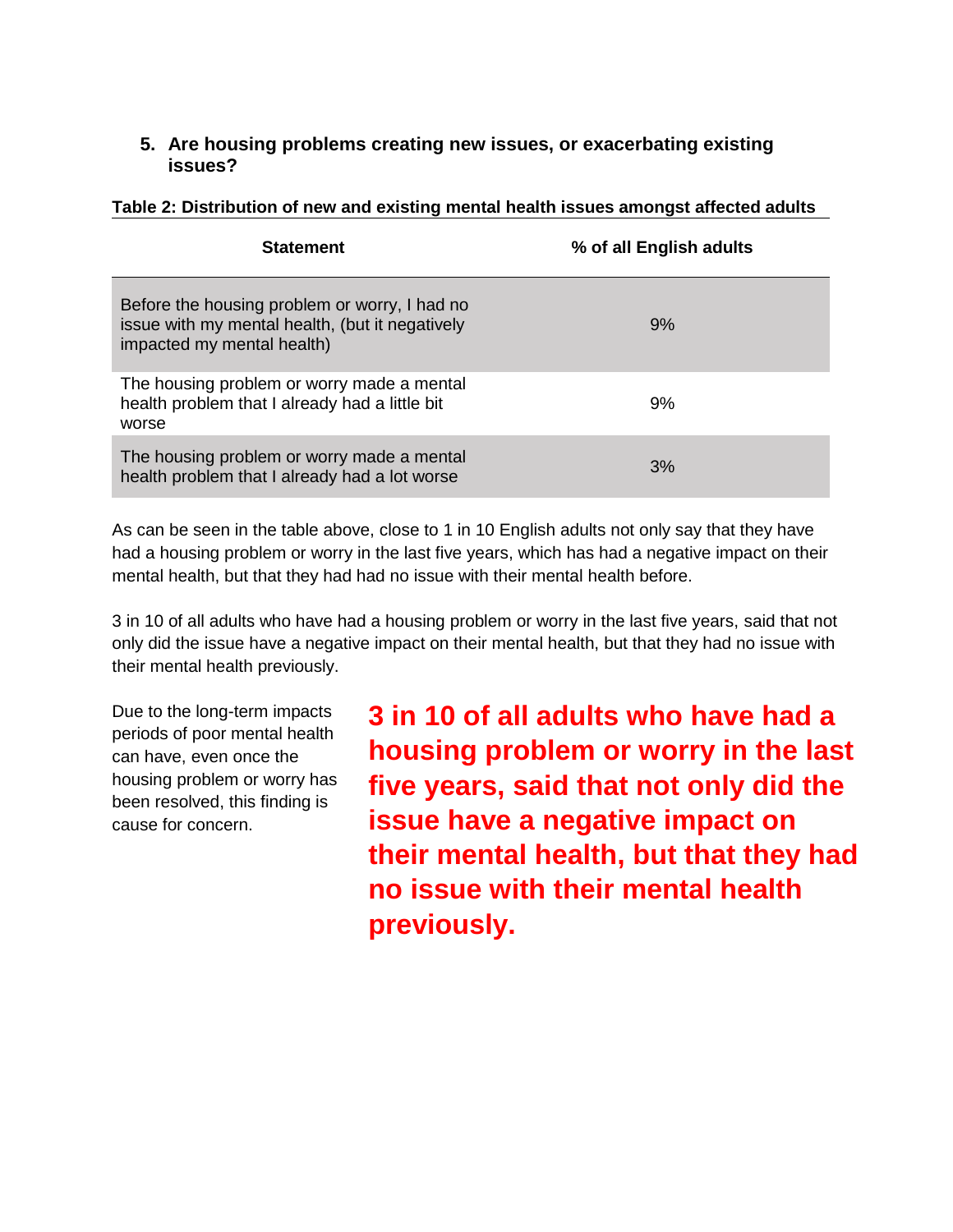### 5. Are housing problems creating new issues, or exacerbating existing issues?

**Table 2: Distribution of new and existing mental health issues amongst affected adults**

| Statement | % of all English adults |
|---|---|
| Before the housing problem or worry, I had no issue with my mental health, (but it negatively impacted my mental health) | 9% |
| The housing problem or worry made a mental health problem that I already had a little bit worse | 9% |
| The housing problem or worry made a mental health problem that I already had a lot worse | 3% |

As can be seen in the table above, close to 1 in 10 English adults not only say that they have had a housing problem or worry in the last five years, which has had a negative impact on their mental health, but that they had had no issue with their mental health before.

3 in 10 of all adults who have had a housing problem or worry in the last five years, said that not only did the issue have a negative impact on their mental health, but that they had no issue with their mental health previously.

Due to the long-term impacts periods of poor mental health can have, even once the housing problem or worry has been resolved, this finding is cause for concern.

**3 in 10 of all adults who have had a housing problem or worry in the last five years, said that not only did the issue have a negative impact on their mental health, but that they had no issue with their mental health previously.**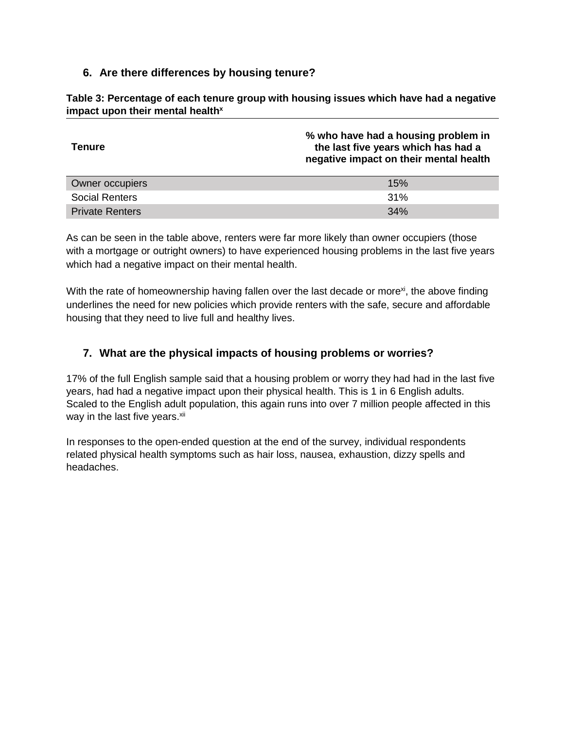## 6. Are there differences by housing tenure?

**Table 3: Percentage of each tenure group with housing issues which have had a negative impact upon their mental health**[x]

| Tenure | % who have had a housing problem in the last five years which has had a negative impact on their mental health |
|---|---|
| Owner occupiers | 15% |
| Social Renters | 31% |
| Private Renters | 34% |

As can be seen in the table above, renters were far more likely than owner occupiers (those with a mortgage or outright owners) to have experienced housing problems in the last five years which had a negative impact on their mental health.

With the rate of homeownership having fallen over the last decade or more[xi], the above finding underlines the need for new policies which provide renters with the safe, secure and affordable housing that they need to live full and healthy lives.

## 7. What are the physical impacts of housing problems or worries?

17% of the full English sample said that a housing problem or worry they had had in the last five years, had had a negative impact upon their physical health. This is 1 in 6 English adults. Scaled to the English adult population, this again runs into over 7 million people affected in this way in the last five years.[xii]

In responses to the open-ended question at the end of the survey, individual respondents related physical health symptoms such as hair loss, nausea, exhaustion, dizzy spells and headaches.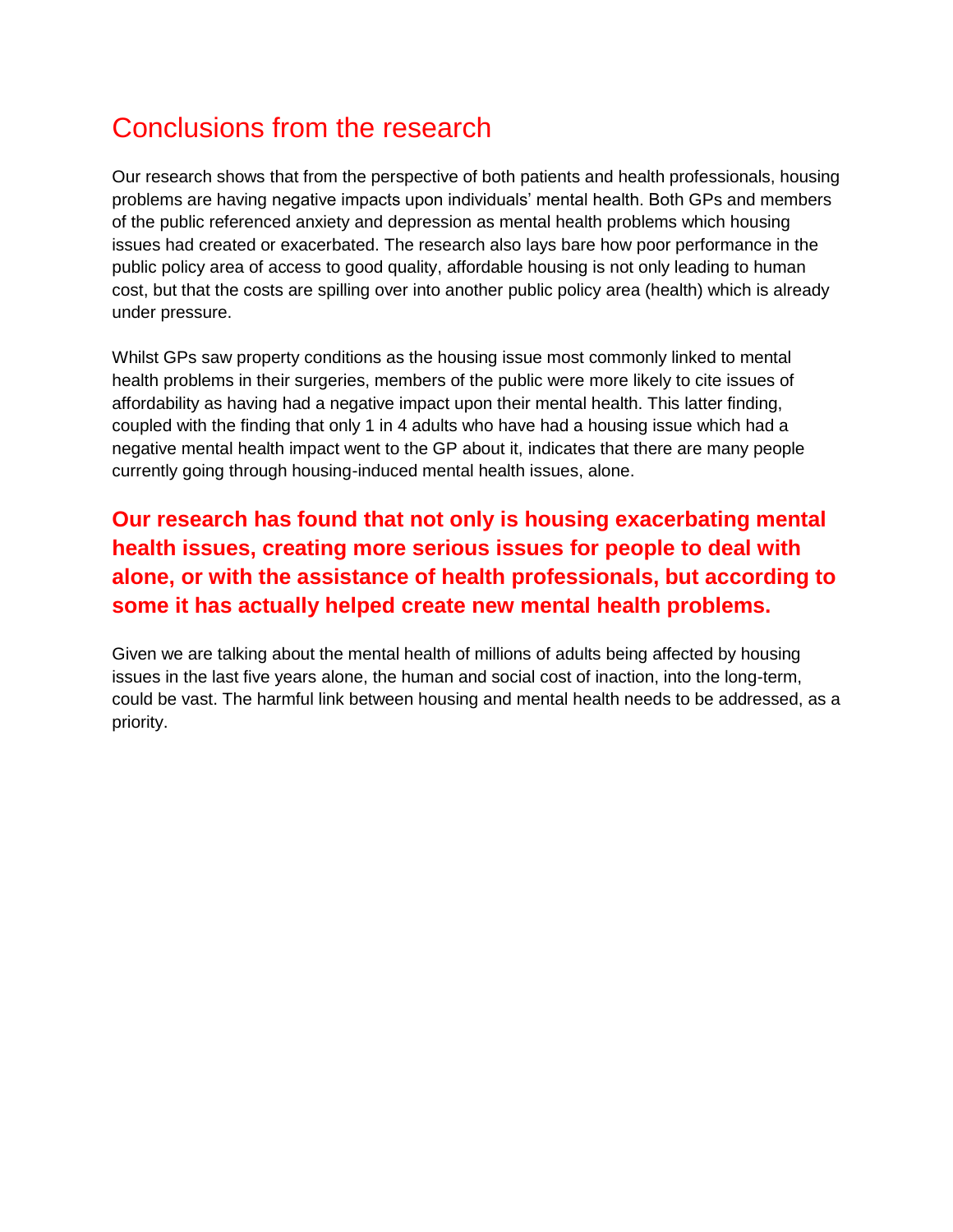# Conclusions from the research

Our research shows that from the perspective of both patients and health professionals, housing problems are having negative impacts upon individuals' mental health. Both GPs and members of the public referenced anxiety and depression as mental health problems which housing issues had created or exacerbated. The research also lays bare how poor performance in the public policy area of access to good quality, affordable housing is not only leading to human cost, but that the costs are spilling over into another public policy area (health) which is already under pressure.

Whilst GPs saw property conditions as the housing issue most commonly linked to mental health problems in their surgeries, members of the public were more likely to cite issues of affordability as having had a negative impact upon their mental health. This latter finding, coupled with the finding that only 1 in 4 adults who have had a housing issue which had a negative mental health impact went to the GP about it, indicates that there are many people currently going through housing-induced mental health issues, alone.

**Our research has found that not only is housing exacerbating mental health issues, creating more serious issues for people to deal with alone, or with the assistance of health professionals, but according to some it has actually helped create new mental health problems.**

Given we are talking about the mental health of millions of adults being affected by housing issues in the last five years alone, the human and social cost of inaction, into the long-term, could be vast. The harmful link between housing and mental health needs to be addressed, as a priority.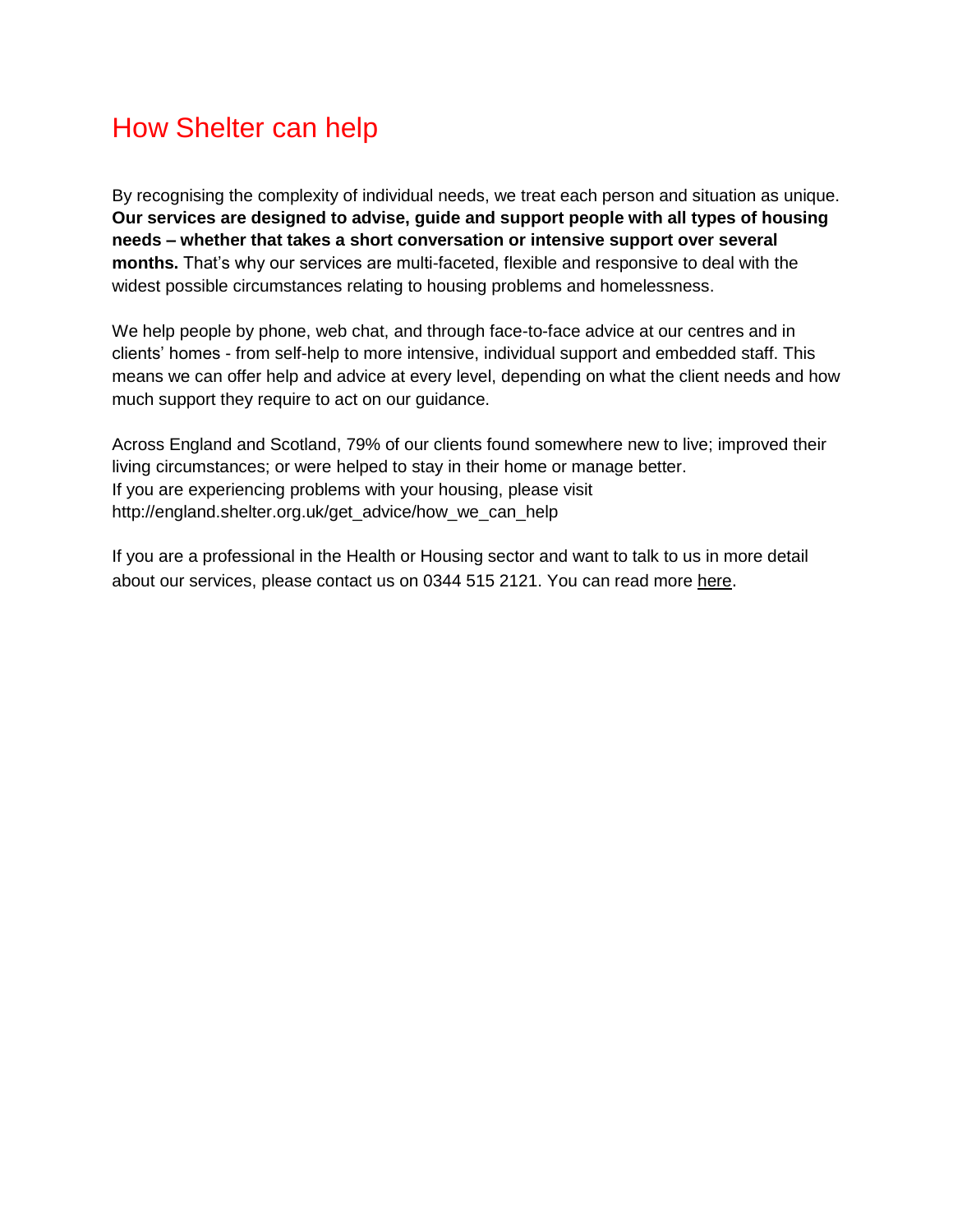# How Shelter can help

By recognising the complexity of individual needs, we treat each person and situation as unique. **Our services are designed to advise, guide and support people with all types of housing needs – whether that takes a short conversation or intensive support over several months.** That's why our services are multi-faceted, flexible and responsive to deal with the widest possible circumstances relating to housing problems and homelessness.

We help people by phone, web chat, and through face-to-face advice at our centres and in clients' homes - from self-help to more intensive, individual support and embedded staff. This means we can offer help and advice at every level, depending on what the client needs and how much support they require to act on our guidance.

Across England and Scotland, 79% of our clients found somewhere new to live; improved their living circumstances; or were helped to stay in their home or manage better.
If you are experiencing problems with your housing, please visit http://england.shelter.org.uk/get_advice/how_we_can_help

If you are a professional in the Health or Housing sector and want to talk to us in more detail about our services, please contact us on 0344 515 2121. You can read more here.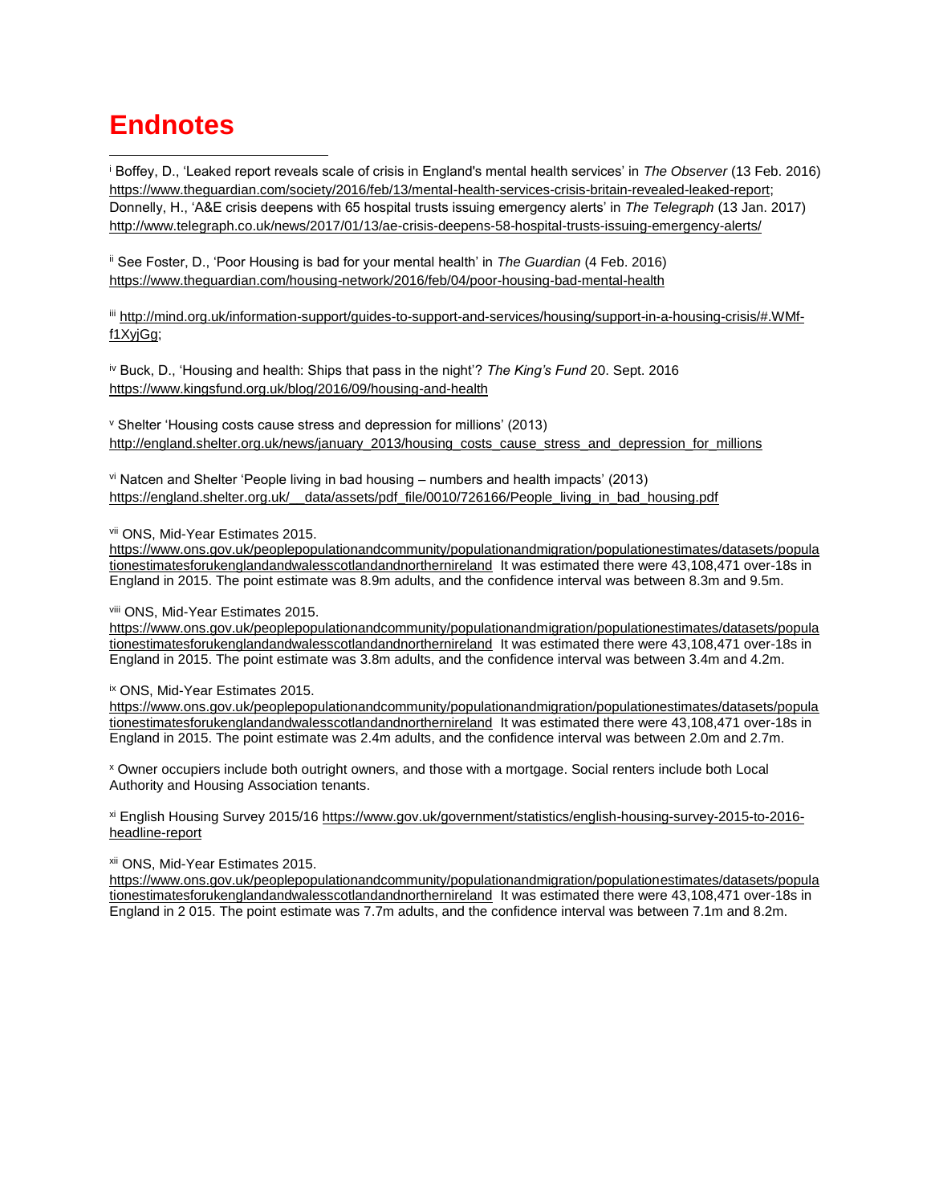# Endnotes

[i] Boffey, D., 'Leaked report reveals scale of crisis in England's mental health services' in *The Observer* (13 Feb. 2016) https://www.theguardian.com/society/2016/feb/13/mental-health-services-crisis-britain-revealed-leaked-report; Donnelly, H., 'A&E crisis deepens with 65 hospital trusts issuing emergency alerts' in *The Telegraph* (13 Jan. 2017) http://www.telegraph.co.uk/news/2017/01/13/ae-crisis-deepens-58-hospital-trusts-issuing-emergency-alerts/

[ii] See Foster, D., 'Poor Housing is bad for your mental health' in *The Guardian* (4 Feb. 2016) https://www.theguardian.com/housing-network/2016/feb/04/poor-housing-bad-mental-health

[iii] http://mind.org.uk/information-support/guides-to-support-and-services/housing/support-in-a-housing-crisis/#.WMf-f1XyjGg;

[iv] Buck, D., 'Housing and health: Ships that pass in the night'? *The King's Fund* 20. Sept. 2016 https://www.kingsfund.org.uk/blog/2016/09/housing-and-health

[v] Shelter 'Housing costs cause stress and depression for millions' (2013) http://england.shelter.org.uk/news/january_2013/housing_costs_cause_stress_and_depression_for_millions

[vi] Natcen and Shelter 'People living in bad housing – numbers and health impacts' (2013) https://england.shelter.org.uk/__data/assets/pdf_file/0010/726166/People_living_in_bad_housing.pdf

[vii] ONS, Mid-Year Estimates 2015. https://www.ons.gov.uk/peoplepopulationandcommunity/populationandmigration/populationestimates/datasets/populationestimatesforukenglandandwalesscotlandandnorthernireland It was estimated there were 43,108,471 over-18s in England in 2015. The point estimate was 8.9m adults, and the confidence interval was between 8.3m and 9.5m.

[viii] ONS, Mid-Year Estimates 2015. https://www.ons.gov.uk/peoplepopulationandcommunity/populationandmigration/populationestimates/datasets/populationestimatesforukenglandandwalesscotlandandnorthernireland It was estimated there were 43,108,471 over-18s in England in 2015. The point estimate was 3.8m adults, and the confidence interval was between 3.4m and 4.2m.

[ix] ONS, Mid-Year Estimates 2015. https://www.ons.gov.uk/peoplepopulationandcommunity/populationandmigration/populationestimates/datasets/populationestimatesforukenglandandwalesscotlandandnorthernireland It was estimated there were 43,108,471 over-18s in England in 2015. The point estimate was 2.4m adults, and the confidence interval was between 2.0m and 2.7m.

[x] Owner occupiers include both outright owners, and those with a mortgage. Social renters include both Local Authority and Housing Association tenants.

[xi] English Housing Survey 2015/16 https://www.gov.uk/government/statistics/english-housing-survey-2015-to-2016-headline-report

[xii] ONS, Mid-Year Estimates 2015. https://www.ons.gov.uk/peoplepopulationandcommunity/populationandmigration/populationestimates/datasets/populationestimatesforukenglandandwalesscotlandandnorthernireland It was estimated there were 43,108,471 over-18s in England in 2 015. The point estimate was 7.7m adults, and the confidence interval was between 7.1m and 8.2m.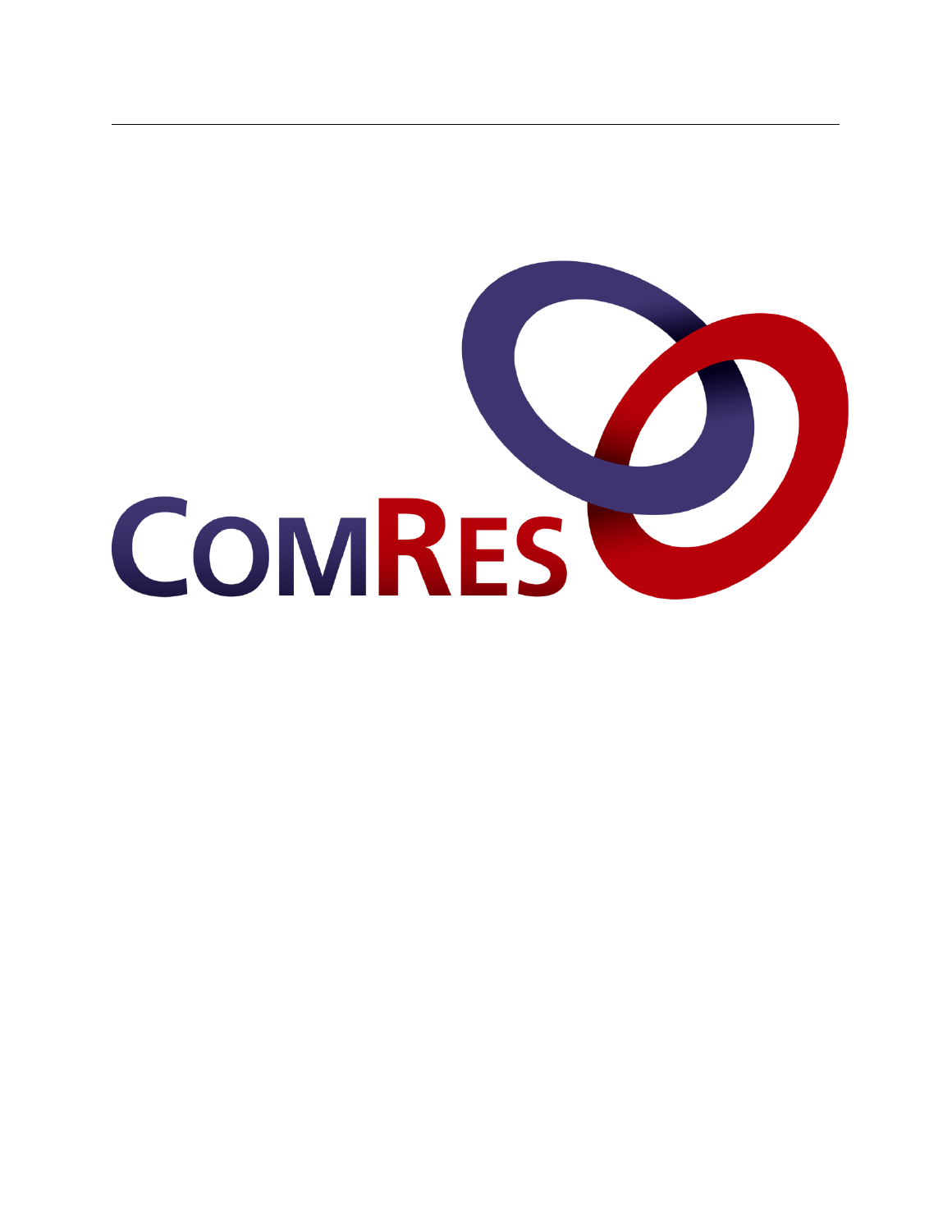ComRes